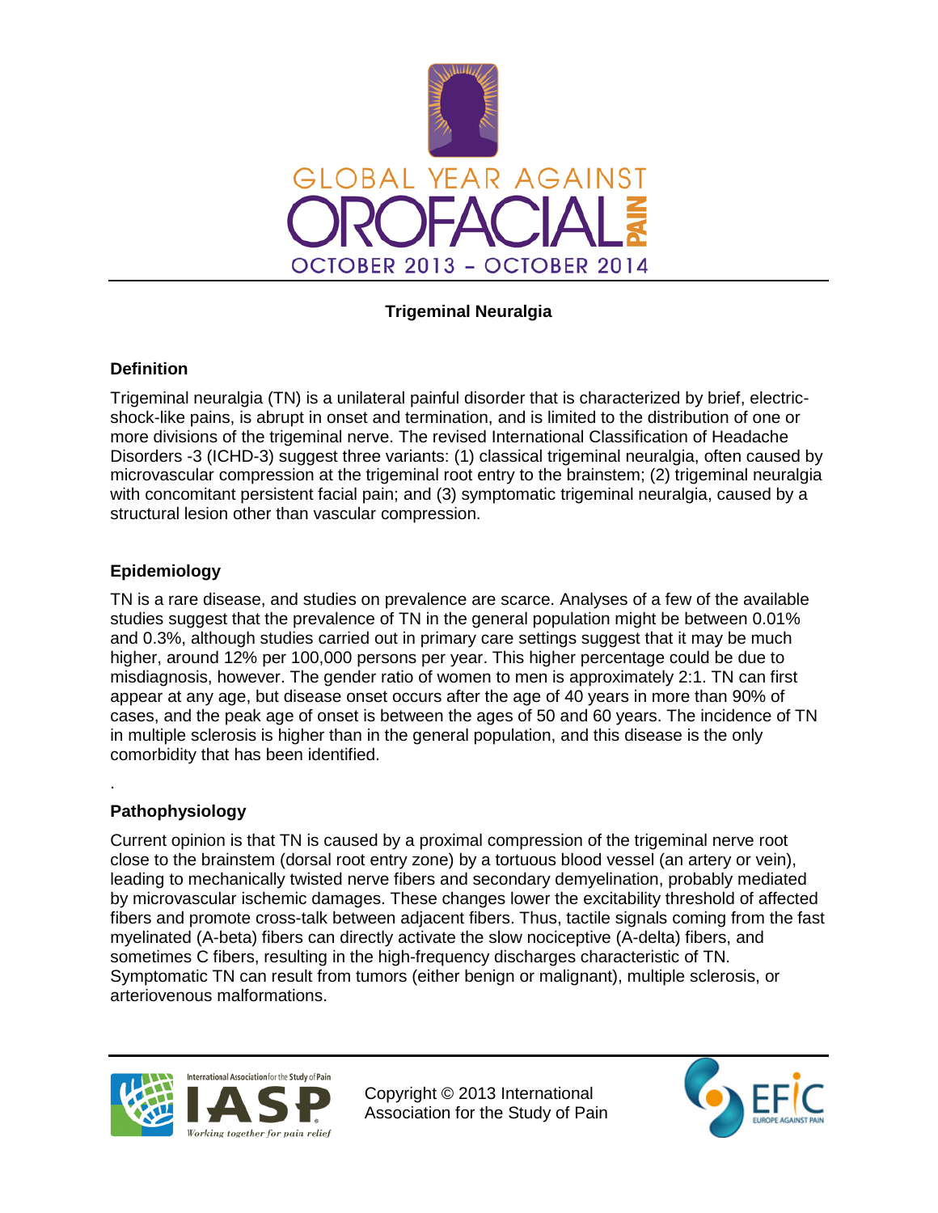GLOBAL YEAR AGAINST OROFACIAL PAIN

OCTOBER 2013 – OCTOBER 2014

# Trigeminal Neuralgia

## Definition

Trigeminal neuralgia (TN) is a unilateral painful disorder that is characterized by brief, electric-shock-like pains, is abrupt in onset and termination, and is limited to the distribution of one or more divisions of the trigeminal nerve. The revised International Classification of Headache Disorders -3 (ICHD-3) suggest three variants: (1) classical trigeminal neuralgia, often caused by microvascular compression at the trigeminal root entry to the brainstem; (2) trigeminal neuralgia with concomitant persistent facial pain; and (3) symptomatic trigeminal neuralgia, caused by a structural lesion other than vascular compression.

## Epidemiology

TN is a rare disease, and studies on prevalence are scarce. Analyses of a few of the available studies suggest that the prevalence of TN in the general population might be between 0.01% and 0.3%, although studies carried out in primary care settings suggest that it may be much higher, around 12% per 100,000 persons per year. This higher percentage could be due to misdiagnosis, however. The gender ratio of women to men is approximately 2:1. TN can first appear at any age, but disease onset occurs after the age of 40 years in more than 90% of cases, and the peak age of onset is between the ages of 50 and 60 years. The incidence of TN in multiple sclerosis is higher than in the general population, and this disease is the only comorbidity that has been identified.

## Pathophysiology

Current opinion is that TN is caused by a proximal compression of the trigeminal nerve root close to the brainstem (dorsal root entry zone) by a tortuous blood vessel (an artery or vein), leading to mechanically twisted nerve fibers and secondary demyelination, probably mediated by microvascular ischemic damages. These changes lower the excitability threshold of affected fibers and promote cross-talk between adjacent fibers. Thus, tactile signals coming from the fast myelinated (A-beta) fibers can directly activate the slow nociceptive (A-delta) fibers, and sometimes C fibers, resulting in the high-frequency discharges characteristic of TN. Symptomatic TN can result from tumors (either benign or malignant), multiple sclerosis, or arteriovenous malformations.

Copyright © 2013 International Association for the Study of Pain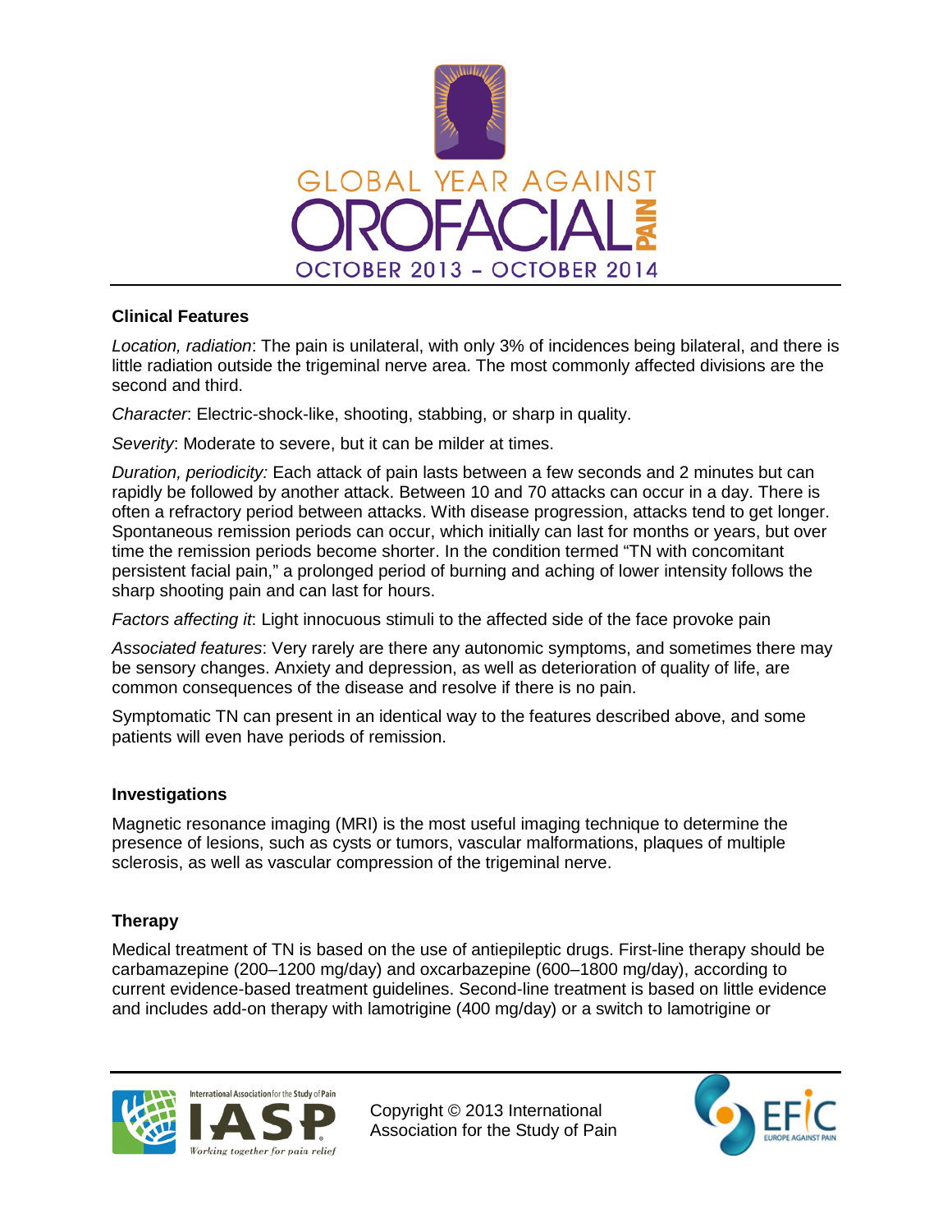## Clinical Features

*Location, radiation*: The pain is unilateral, with only 3% of incidences being bilateral, and there is little radiation outside the trigeminal nerve area. The most commonly affected divisions are the second and third.

*Character*: Electric-shock-like, shooting, stabbing, or sharp in quality.

*Severity*: Moderate to severe, but it can be milder at times.

*Duration, periodicity:* Each attack of pain lasts between a few seconds and 2 minutes but can rapidly be followed by another attack. Between 10 and 70 attacks can occur in a day. There is often a refractory period between attacks. With disease progression, attacks tend to get longer. Spontaneous remission periods can occur, which initially can last for months or years, but over time the remission periods become shorter. In the condition termed "TN with concomitant persistent facial pain," a prolonged period of burning and aching of lower intensity follows the sharp shooting pain and can last for hours.

*Factors affecting it*: Light innocuous stimuli to the affected side of the face provoke pain

*Associated features*: Very rarely are there any autonomic symptoms, and sometimes there may be sensory changes. Anxiety and depression, as well as deterioration of quality of life, are common consequences of the disease and resolve if there is no pain.

Symptomatic TN can present in an identical way to the features described above, and some patients will even have periods of remission.

## Investigations

Magnetic resonance imaging (MRI) is the most useful imaging technique to determine the presence of lesions, such as cysts or tumors, vascular malformations, plaques of multiple sclerosis, as well as vascular compression of the trigeminal nerve.

## Therapy

Medical treatment of TN is based on the use of antiepileptic drugs. First-line therapy should be carbamazepine (200–1200 mg/day) and oxcarbazepine (600–1800 mg/day), according to current evidence-based treatment guidelines. Second-line treatment is based on little evidence and includes add-on therapy with lamotrigine (400 mg/day) or a switch to lamotrigine or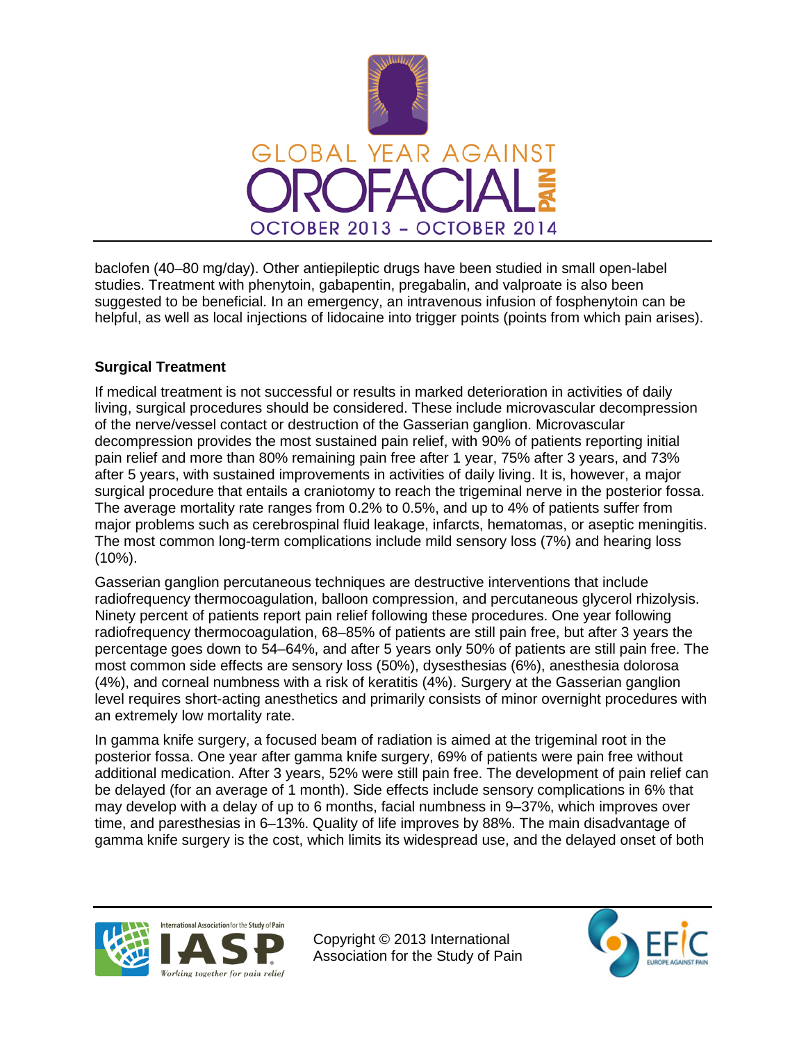baclofen (40–80 mg/day). Other antiepileptic drugs have been studied in small open-label studies. Treatment with phenytoin, gabapentin, pregabalin, and valproate is also been suggested to be beneficial. In an emergency, an intravenous infusion of fosphenytoin can be helpful, as well as local injections of lidocaine into trigger points (points from which pain arises).

### Surgical Treatment

If medical treatment is not successful or results in marked deterioration in activities of daily living, surgical procedures should be considered. These include microvascular decompression of the nerve/vessel contact or destruction of the Gasserian ganglion. Microvascular decompression provides the most sustained pain relief, with 90% of patients reporting initial pain relief and more than 80% remaining pain free after 1 year, 75% after 3 years, and 73% after 5 years, with sustained improvements in activities of daily living. It is, however, a major surgical procedure that entails a craniotomy to reach the trigeminal nerve in the posterior fossa. The average mortality rate ranges from 0.2% to 0.5%, and up to 4% of patients suffer from major problems such as cerebrospinal fluid leakage, infarcts, hematomas, or aseptic meningitis. The most common long-term complications include mild sensory loss (7%) and hearing loss (10%).

Gasserian ganglion percutaneous techniques are destructive interventions that include radiofrequency thermocoagulation, balloon compression, and percutaneous glycerol rhizolysis. Ninety percent of patients report pain relief following these procedures. One year following radiofrequency thermocoagulation, 68–85% of patients are still pain free, but after 3 years the percentage goes down to 54–64%, and after 5 years only 50% of patients are still pain free. The most common side effects are sensory loss (50%), dysesthesias (6%), anesthesia dolorosa (4%), and corneal numbness with a risk of keratitis (4%). Surgery at the Gasserian ganglion level requires short-acting anesthetics and primarily consists of minor overnight procedures with an extremely low mortality rate.

In gamma knife surgery, a focused beam of radiation is aimed at the trigeminal root in the posterior fossa. One year after gamma knife surgery, 69% of patients were pain free without additional medication. After 3 years, 52% were still pain free. The development of pain relief can be delayed (for an average of 1 month). Side effects include sensory complications in 6% that may develop with a delay of up to 6 months, facial numbness in 9–37%, which improves over time, and paresthesias in 6–13%. Quality of life improves by 88%. The main disadvantage of gamma knife surgery is the cost, which limits its widespread use, and the delayed onset of both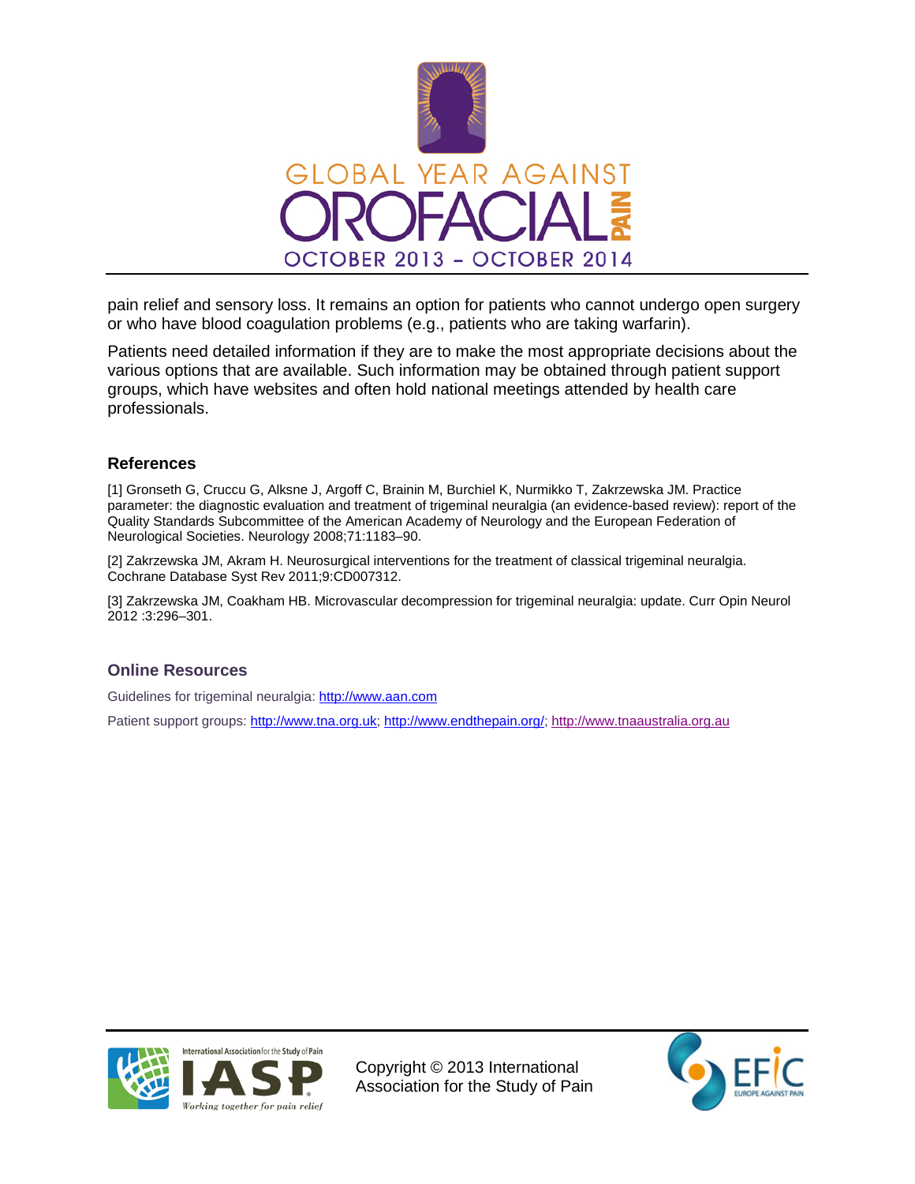pain relief and sensory loss. It remains an option for patients who cannot undergo open surgery or who have blood coagulation problems (e.g., patients who are taking warfarin).

Patients need detailed information if they are to make the most appropriate decisions about the various options that are available. Such information may be obtained through patient support groups, which have websites and often hold national meetings attended by health care professionals.

### References

[1] Gronseth G, Cruccu G, Alksne J, Argoff C, Brainin M, Burchiel K, Nurmikko T, Zakrzewska JM. Practice parameter: the diagnostic evaluation and treatment of trigeminal neuralgia (an evidence-based review): report of the Quality Standards Subcommittee of the American Academy of Neurology and the European Federation of Neurological Societies. Neurology 2008;71:1183–90.

[2] Zakrzewska JM, Akram H. Neurosurgical interventions for the treatment of classical trigeminal neuralgia. Cochrane Database Syst Rev 2011;9:CD007312.

[3] Zakrzewska JM, Coakham HB. Microvascular decompression for trigeminal neuralgia: update. Curr Opin Neurol 2012 :3:296–301.

### Online Resources

Guidelines for trigeminal neuralgia: http://www.aan.com

Patient support groups: http://www.tna.org.uk; http://www.endthepain.org/; http://www.tnaaustralia.org.au

Copyright © 2013 International Association for the Study of Pain